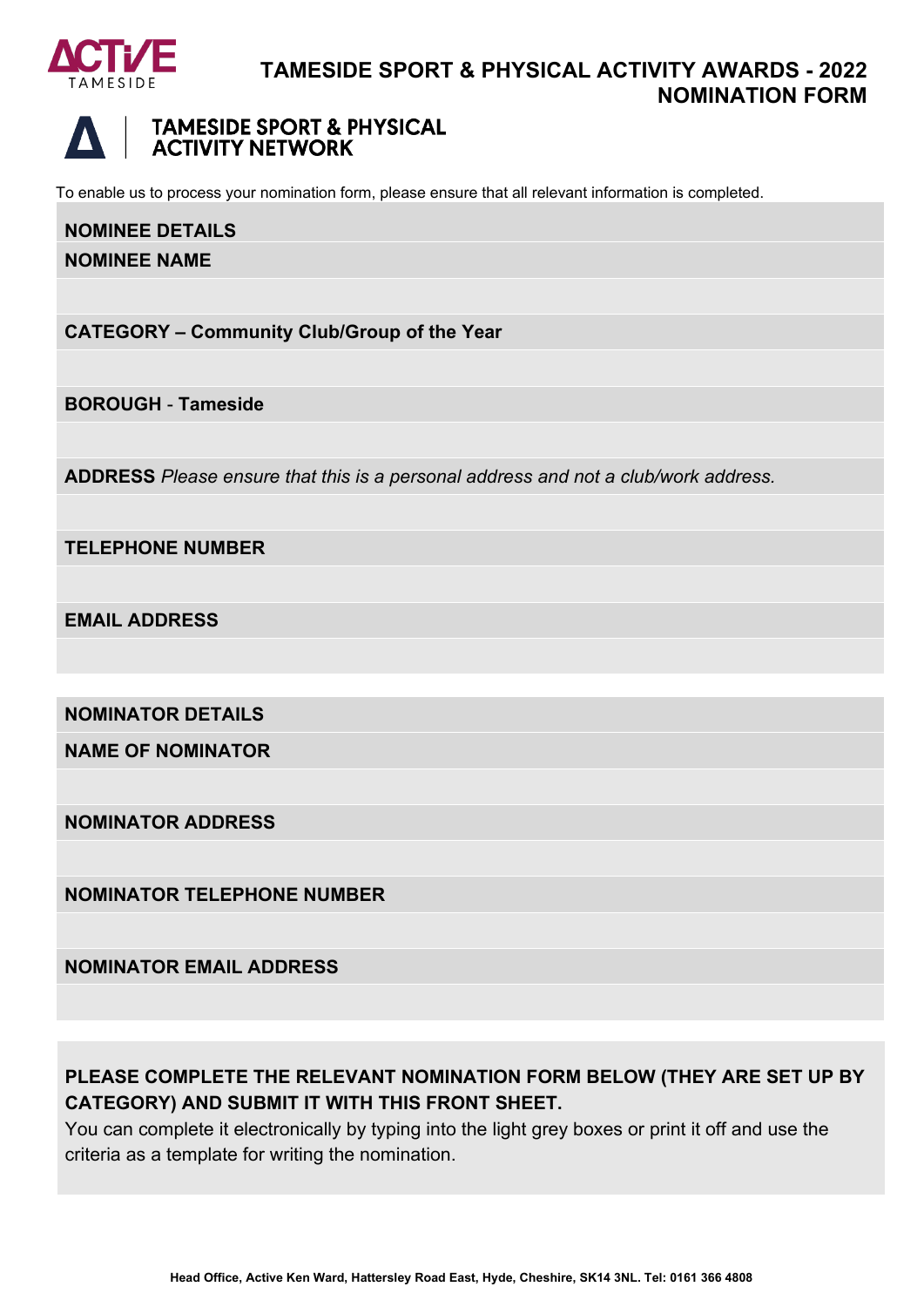# TAMESIDE SPORT & PHYSICAL ACTIVITY AWARDS - 2022 NOMINATION FORM

## TAMESIDE SPORT & PHYSICAL ACTIVITY NETWORK

To enable us to process your nomination form, please ensure that all relevant information is completed.

| **NOMINEE DETAILS** |
|---|
| **NOMINEE NAME** |
| |
| **CATEGORY – Community Club/Group of the Year** |
| |
| **BOROUGH** - **Tameside** |
| |
| **ADDRESS** *Please ensure that this is a personal address and not a club/work address.* |
| |
| **TELEPHONE NUMBER** |
| |
| **EMAIL ADDRESS** |
| |

| **NOMINATOR DETAILS** |
|---|
| **NAME OF NOMINATOR** |
| |
| **NOMINATOR ADDRESS** |
| |
| **NOMINATOR TELEPHONE NUMBER** |
| |
| **NOMINATOR EMAIL ADDRESS** |
| |

**PLEASE COMPLETE THE RELEVANT NOMINATION FORM BELOW (THEY ARE SET UP BY CATEGORY) AND SUBMIT IT WITH THIS FRONT SHEET.**

You can complete it electronically by typing into the light grey boxes or print it off and use the criteria as a template for writing the nomination.

**Head Office, Active Ken Ward, Hattersley Road East, Hyde, Cheshire, SK14 3NL. Tel: 0161 366 4808**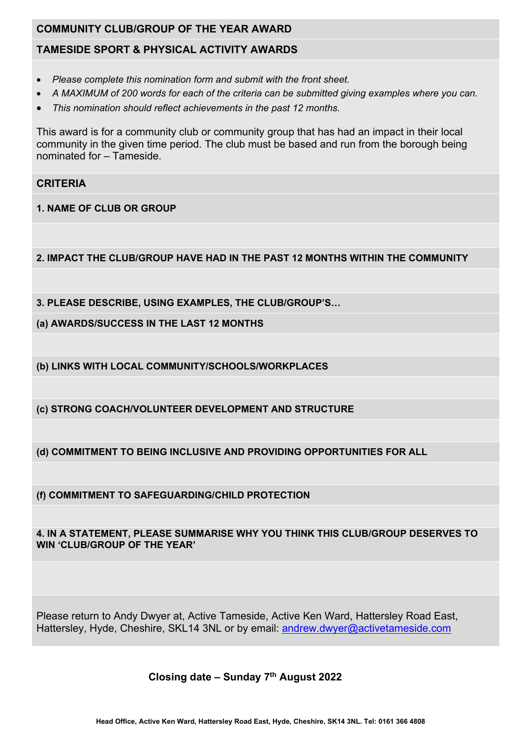## COMMUNITY CLUB/GROUP OF THE YEAR AWARD

## TAMESIDE SPORT & PHYSICAL ACTIVITY AWARDS

- *Please complete this nomination form and submit with the front sheet.*
- *A MAXIMUM of 200 words for each of the criteria can be submitted giving examples where you can.*
- *This nomination should reflect achievements in the past 12 months.*

This award is for a community club or community group that has had an impact in their local community in the given time period. The club must be based and run from the borough being nominated for – Tameside.

### CRITERIA

**1. NAME OF CLUB OR GROUP**

**2. IMPACT THE CLUB/GROUP HAVE HAD IN THE PAST 12 MONTHS WITHIN THE COMMUNITY**

**3. PLEASE DESCRIBE, USING EXAMPLES, THE CLUB/GROUP'S…**

**(a) AWARDS/SUCCESS IN THE LAST 12 MONTHS**

**(b) LINKS WITH LOCAL COMMUNITY/SCHOOLS/WORKPLACES**

**(c) STRONG COACH/VOLUNTEER DEVELOPMENT AND STRUCTURE**

**(d) COMMITMENT TO BEING INCLUSIVE AND PROVIDING OPPORTUNITIES FOR ALL**

**(f) COMMITMENT TO SAFEGUARDING/CHILD PROTECTION**

**4. IN A STATEMENT, PLEASE SUMMARISE WHY YOU THINK THIS CLUB/GROUP DESERVES TO WIN 'CLUB/GROUP OF THE YEAR'**

Please return to Andy Dwyer at, Active Tameside, Active Ken Ward, Hattersley Road East, Hattersley, Hyde, Cheshire, SKL14 3NL or by email: andrew.dwyer@activetameside.com

**Closing date – Sunday 7th August 2022**

**Head Office, Active Ken Ward, Hattersley Road East, Hyde, Cheshire, SK14 3NL. Tel: 0161 366 4808**